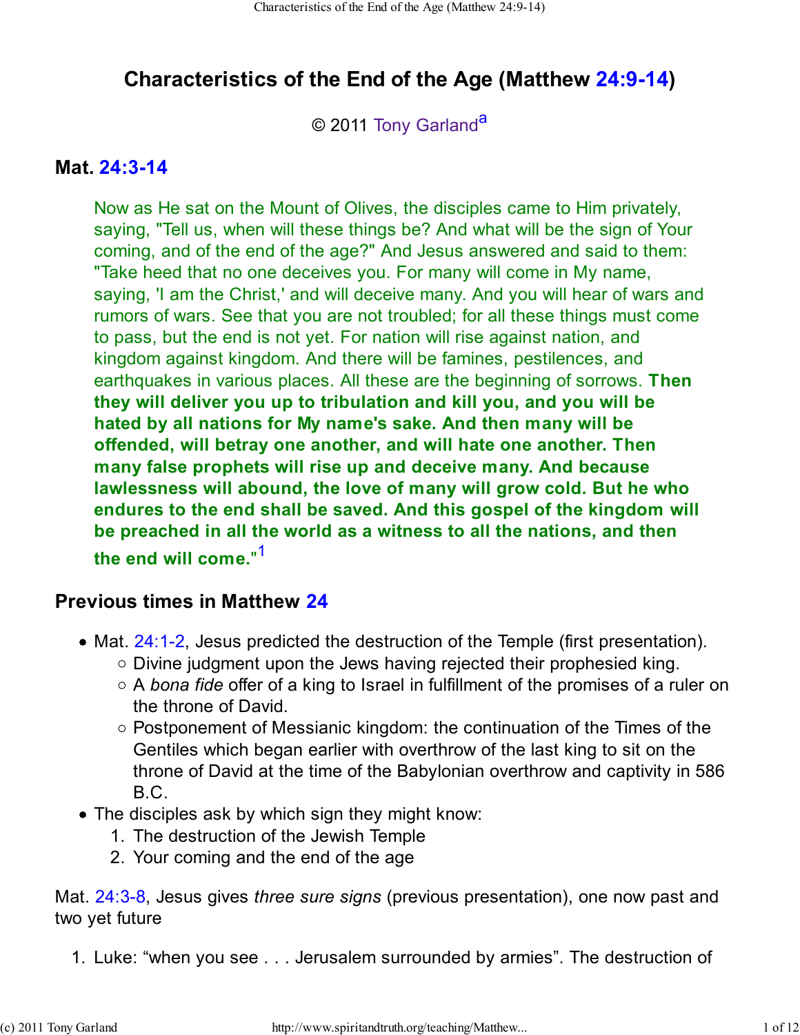# Characteristics of the End of the Age (Matthew 24:9-14)

© 2011 Tony Garland[a]

## Mat. 24:3-14

> Now as He sat on the Mount of Olives, the disciples came to Him privately, saying, "Tell us, when will these things be? And what will be the sign of Your coming, and of the end of the age?" And Jesus answered and said to them: "Take heed that no one deceives you. For many will come in My name, saying, 'I am the Christ,' and will deceive many. And you will hear of wars and rumors of wars. See that you are not troubled; for all these things must come to pass, but the end is not yet. For nation will rise against nation, and kingdom against kingdom. And there will be famines, pestilences, and earthquakes in various places. All these are the beginning of sorrows. **Then they will deliver you up to tribulation and kill you, and you will be hated by all nations for My name's sake. And then many will be offended, will betray one another, and will hate one another. Then many false prophets will rise up and deceive many. And because lawlessness will abound, the love of many will grow cold. But he who endures to the end shall be saved. And this gospel of the kingdom will be preached in all the world as a witness to all the nations, and then the end will come."**[1]

## Previous times in Matthew 24

- Mat. 24:1-2, Jesus predicted the destruction of the Temple (first presentation).
  - Divine judgment upon the Jews having rejected their prophesied king.
  - A *bona fide* offer of a king to Israel in fulfillment of the promises of a ruler on the throne of David.
  - Postponement of Messianic kingdom: the continuation of the Times of the Gentiles which began earlier with overthrow of the last king to sit on the throne of David at the time of the Babylonian overthrow and captivity in 586 B.C.
- The disciples ask by which sign they might know:
  1. The destruction of the Jewish Temple
  2. Your coming and the end of the age

Mat. 24:3-8, Jesus gives *three sure signs* (previous presentation), one now past and two yet future

1. Luke: "when you see . . . Jerusalem surrounded by armies". The destruction of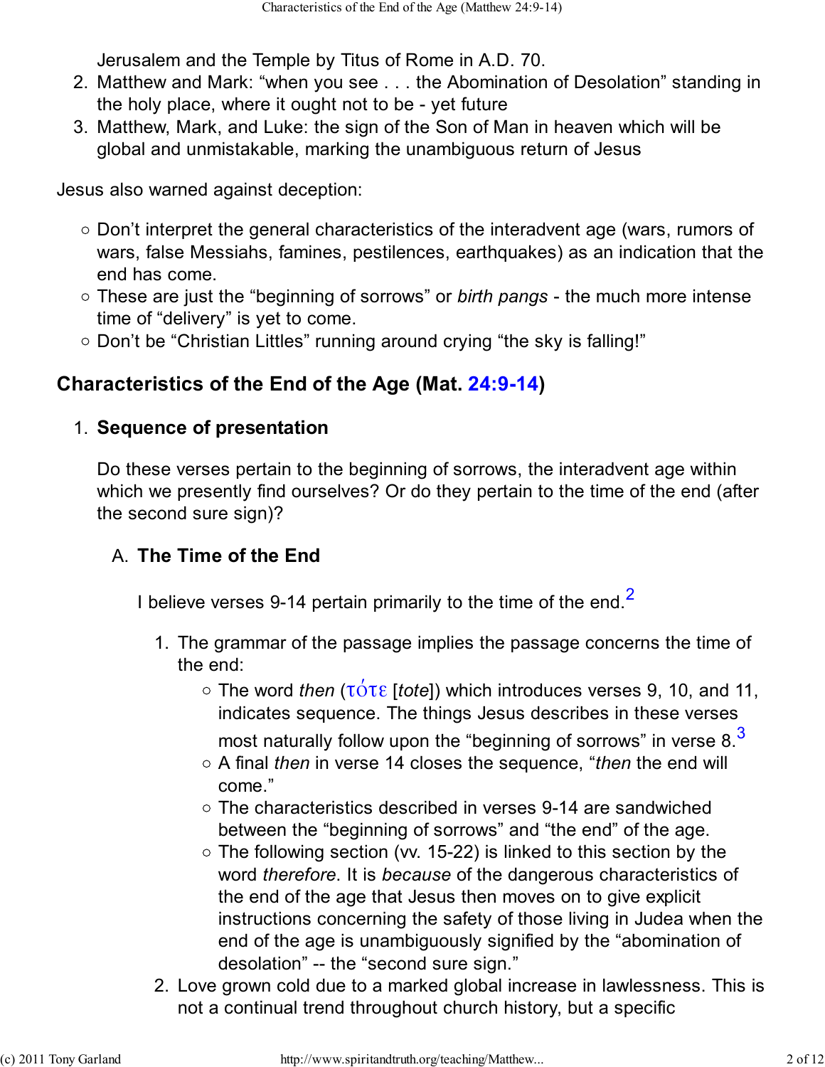Jerusalem and the Temple by Titus of Rome in A.D. 70.

2. Matthew and Mark: “when you see . . . the Abomination of Desolation” standing in the holy place, where it ought not to be - yet future
3. Matthew, Mark, and Luke: the sign of the Son of Man in heaven which will be global and unmistakable, marking the unambiguous return of Jesus

Jesus also warned against deception:

- Don’t interpret the general characteristics of the interadvent age (wars, rumors of wars, false Messiahs, famines, pestilences, earthquakes) as an indication that the end has come.
- These are just the “beginning of sorrows” or *birth pangs* - the much more intense time of “delivery” is yet to come.
- Don’t be “Christian Littles” running around crying “the sky is falling!”

## Characteristics of the End of the Age (Mat. 24:9-14)

1. **Sequence of presentation**

   Do these verses pertain to the beginning of sorrows, the interadvent age within which we presently find ourselves? Or do they pertain to the time of the end (after the second sure sign)?

   A. **The Time of the End**

   I believe verses 9-14 pertain primarily to the time of the end.[2]

   1. The grammar of the passage implies the passage concerns the time of the end:
      - The word *then* (τότε [*tote*]) which introduces verses 9, 10, and 11, indicates sequence. The things Jesus describes in these verses most naturally follow upon the “beginning of sorrows” in verse 8.[3]
      - A final *then* in verse 14 closes the sequence, “*then* the end will come.”
      - The characteristics described in verses 9-14 are sandwiched between the “beginning of sorrows” and “the end” of the age.
      - The following section (vv. 15-22) is linked to this section by the word *therefore*. It is *because* of the dangerous characteristics of the end of the age that Jesus then moves on to give explicit instructions concerning the safety of those living in Judea when the end of the age is unambiguously signified by the “abomination of desolation” -- the “second sure sign.”
   2. Love grown cold due to a marked global increase in lawlessness. This is not a continual trend throughout church history, but a specific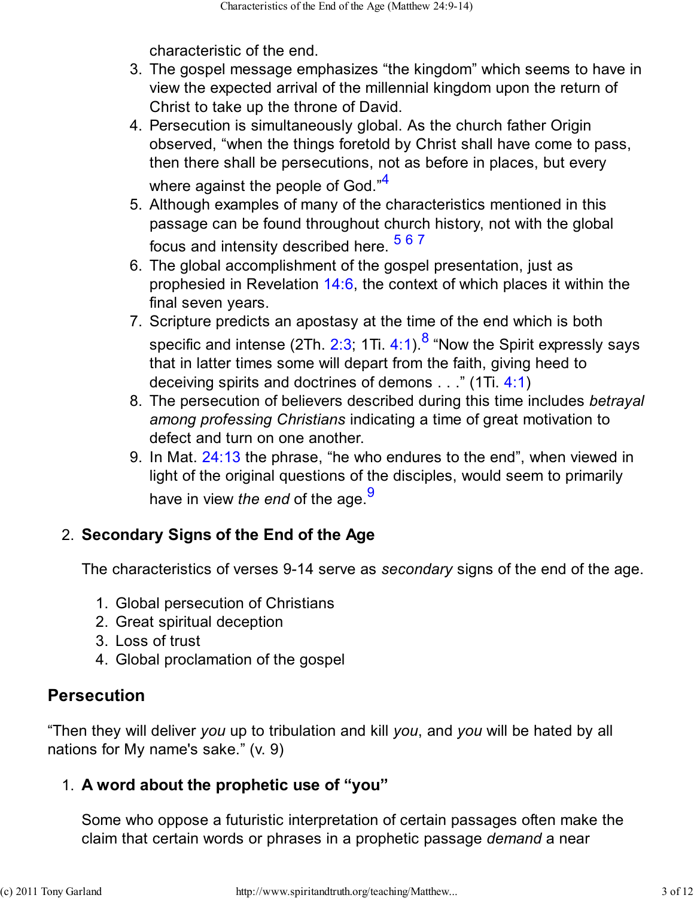characteristic of the end.

3. The gospel message emphasizes “the kingdom” which seems to have in view the expected arrival of the millennial kingdom upon the return of Christ to take up the throne of David.
4. Persecution is simultaneously global. As the church father Origin observed, “when the things foretold by Christ shall have come to pass, then there shall be persecutions, not as before in places, but every where against the people of God.”[4]
5. Although examples of many of the characteristics mentioned in this passage can be found throughout church history, not with the global focus and intensity described here. [5] [6] [7]
6. The global accomplishment of the gospel presentation, just as prophesied in Revelation 14:6, the context of which places it within the final seven years.
7. Scripture predicts an apostasy at the time of the end which is both specific and intense (2Th. 2:3; 1Ti. 4:1).[8] “Now the Spirit expressly says that in latter times some will depart from the faith, giving heed to deceiving spirits and doctrines of demons . . .” (1Ti. 4:1)
8. The persecution of believers described during this time includes *betrayal among professing Christians* indicating a time of great motivation to defect and turn on one another.
9. In Mat. 24:13 the phrase, “he who endures to the end”, when viewed in light of the original questions of the disciples, would seem to primarily have in view *the end* of the age.[9]

2. **Secondary Signs of the End of the Age**

   The characteristics of verses 9-14 serve as *secondary* signs of the end of the age.

   1. Global persecution of Christians
   2. Great spiritual deception
   3. Loss of trust
   4. Global proclamation of the gospel

## Persecution

“Then they will deliver *you* up to tribulation and kill *you*, and *you* will be hated by all nations for My name's sake.” (v. 9)

1. **A word about the prophetic use of “you”**

   Some who oppose a futuristic interpretation of certain passages often make the claim that certain words or phrases in a prophetic passage *demand* a near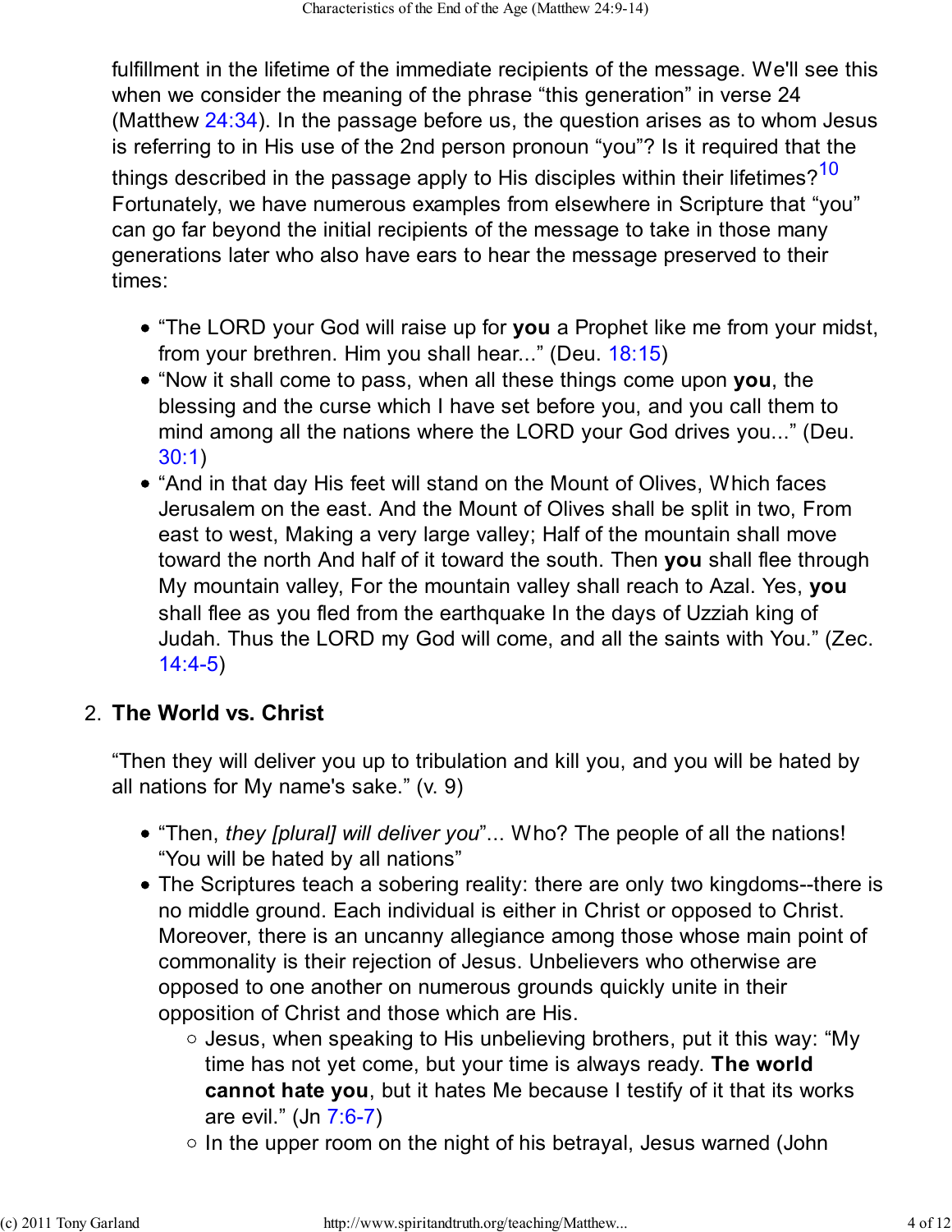fulfillment in the lifetime of the immediate recipients of the message. We'll see this when we consider the meaning of the phrase "this generation" in verse 24 (Matthew 24:34). In the passage before us, the question arises as to whom Jesus is referring to in His use of the 2nd person pronoun "you"? Is it required that the things described in the passage apply to His disciples within their lifetimes?[10] Fortunately, we have numerous examples from elsewhere in Scripture that "you" can go far beyond the initial recipients of the message to take in those many generations later who also have ears to hear the message preserved to their times:

- "The LORD your God will raise up for **you** a Prophet like me from your midst, from your brethren. Him you shall hear..." (Deu. 18:15)
- "Now it shall come to pass, when all these things come upon **you**, the blessing and the curse which I have set before you, and you call them to mind among all the nations where the LORD your God drives you..." (Deu. 30:1)
- "And in that day His feet will stand on the Mount of Olives, Which faces Jerusalem on the east. And the Mount of Olives shall be split in two, From east to west, Making a very large valley; Half of the mountain shall move toward the north And half of it toward the south. Then **you** shall flee through My mountain valley, For the mountain valley shall reach to Azal. Yes, **you** shall flee as you fled from the earthquake In the days of Uzziah king of Judah. Thus the LORD my God will come, and all the saints with You." (Zec. 14:4-5)

2. **The World vs. Christ**

"Then they will deliver you up to tribulation and kill you, and you will be hated by all nations for My name's sake." (v. 9)

- "Then, *they [plural] will deliver you*"... Who? The people of all the nations! "You will be hated by all nations"
- The Scriptures teach a sobering reality: there are only two kingdoms--there is no middle ground. Each individual is either in Christ or opposed to Christ. Moreover, there is an uncanny allegiance among those whose main point of commonality is their rejection of Jesus. Unbelievers who otherwise are opposed to one another on numerous grounds quickly unite in their opposition of Christ and those which are His.
  - Jesus, when speaking to His unbelieving brothers, put it this way: "My time has not yet come, but your time is always ready. **The world cannot hate you**, but it hates Me because I testify of it that its works are evil." (Jn 7:6-7)
  - In the upper room on the night of his betrayal, Jesus warned (John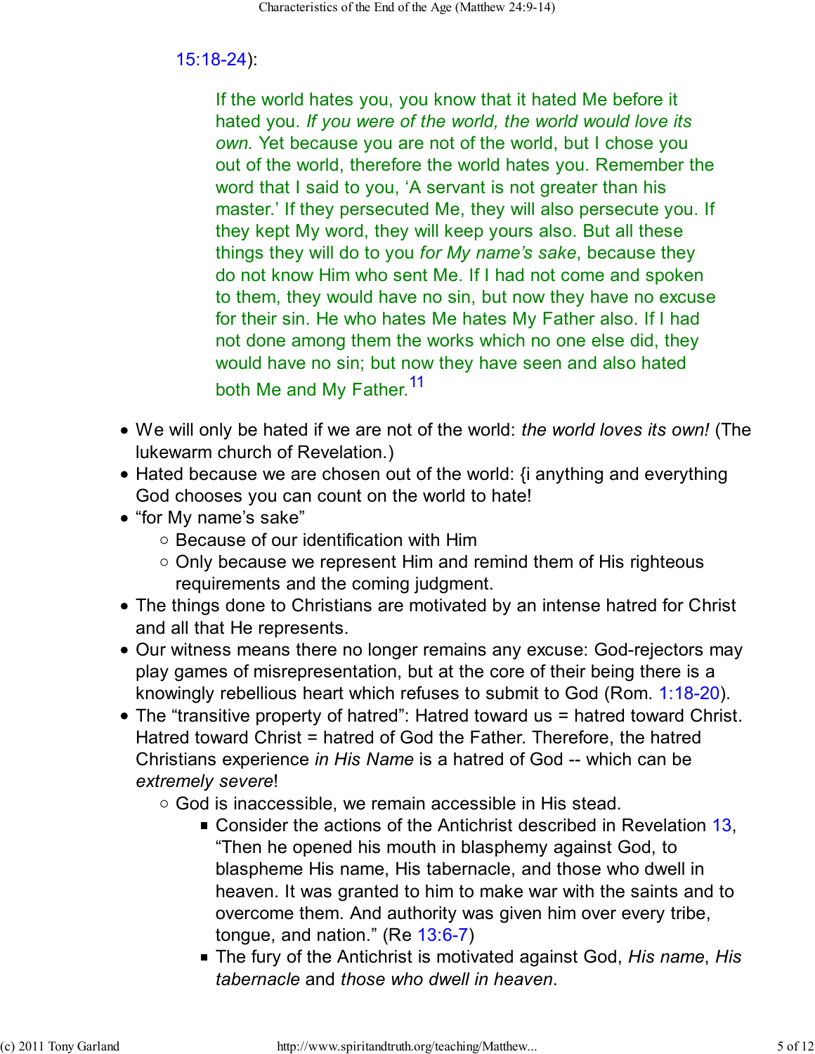15:18-24):

> If the world hates you, you know that it hated Me before it hated you. *If you were of the world, the world would love its own.* Yet because you are not of the world, but I chose you out of the world, therefore the world hates you. Remember the word that I said to you, 'A servant is not greater than his master.' If they persecuted Me, they will also persecute you. If they kept My word, they will keep yours also. But all these things they will do to you *for My name's sake*, because they do not know Him who sent Me. If I had not come and spoken to them, they would have no sin, but now they have no excuse for their sin. He who hates Me hates My Father also. If I had not done among them the works which no one else did, they would have no sin; but now they have seen and also hated both Me and My Father.[11]

- We will only be hated if we are not of the world: *the world loves its own!* (The lukewarm church of Revelation.)
- Hated because we are chosen out of the world: {i anything and everything God chooses you can count on the world to hate!
- "for My name's sake"
  - Because of our identification with Him
  - Only because we represent Him and remind them of His righteous requirements and the coming judgment.
- The things done to Christians are motivated by an intense hatred for Christ and all that He represents.
- Our witness means there no longer remains any excuse: God-rejectors may play games of misrepresentation, but at the core of their being there is a knowingly rebellious heart which refuses to submit to God (Rom. 1:18-20).
- The "transitive property of hatred": Hatred toward us = hatred toward Christ. Hatred toward Christ = hatred of God the Father. Therefore, the hatred Christians experience *in His Name* is a hatred of God -- which can be *extremely severe*!
  - God is inaccessible, we remain accessible in His stead.
    - Consider the actions of the Antichrist described in Revelation 13, "Then he opened his mouth in blasphemy against God, to blaspheme His name, His tabernacle, and those who dwell in heaven. It was granted to him to make war with the saints and to overcome them. And authority was given him over every tribe, tongue, and nation." (Re 13:6-7)
    - The fury of the Antichrist is motivated against God, *His name*, *His tabernacle* and *those who dwell in heaven*.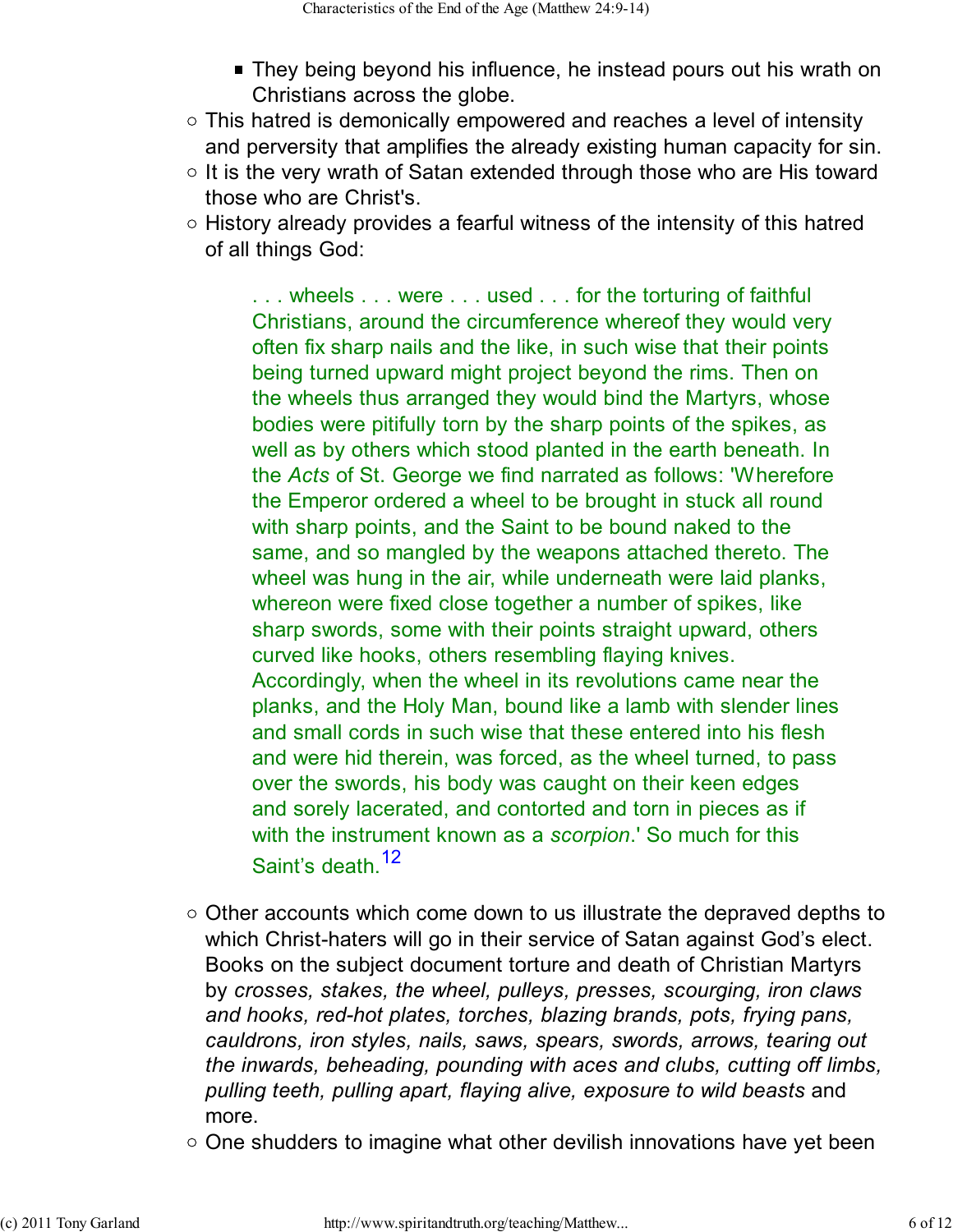- They being beyond his influence, he instead pours out his wrath on Christians across the globe.
    - This hatred is demonically empowered and reaches a level of intensity and perversity that amplifies the already existing human capacity for sin.
    - It is the very wrath of Satan extended through those who are His toward those who are Christ's.
    - History already provides a fearful witness of the intensity of this hatred of all things God:

        > . . . wheels . . . were . . . used . . . for the torturing of faithful Christians, around the circumference whereof they would very often fix sharp nails and the like, in such wise that their points being turned upward might project beyond the rims. Then on the wheels thus arranged they would bind the Martyrs, whose bodies were pitifully torn by the sharp points of the spikes, as well as by others which stood planted in the earth beneath. In the *Acts* of St. George we find narrated as follows: 'Wherefore the Emperor ordered a wheel to be brought in stuck all round with sharp points, and the Saint to be bound naked to the same, and so mangled by the weapons attached thereto. The wheel was hung in the air, while underneath were laid planks, whereon were fixed close together a number of spikes, like sharp swords, some with their points straight upward, others curved like hooks, others resembling flaying knives. Accordingly, when the wheel in its revolutions came near the planks, and the Holy Man, bound like a lamb with slender lines and small cords in such wise that these entered into his flesh and were hid therein, was forced, as the wheel turned, to pass over the swords, his body was caught on their keen edges and sorely lacerated, and contorted and torn in pieces as if with the instrument known as a *scorpion*.' So much for this Saint's death.[12]

    - Other accounts which come down to us illustrate the depraved depths to which Christ-haters will go in their service of Satan against God's elect. Books on the subject document torture and death of Christian Martyrs by *crosses, stakes, the wheel, pulleys, presses, scourging, iron claws and hooks, red-hot plates, torches, blazing brands, pots, frying pans, cauldrons, iron styles, nails, saws, spears, swords, arrows, tearing out the inwards, beheading, pounding with aces and clubs, cutting off limbs, pulling teeth, pulling apart, flaying alive, exposure to wild beasts* and more.
    - One shudders to imagine what other devilish innovations have yet been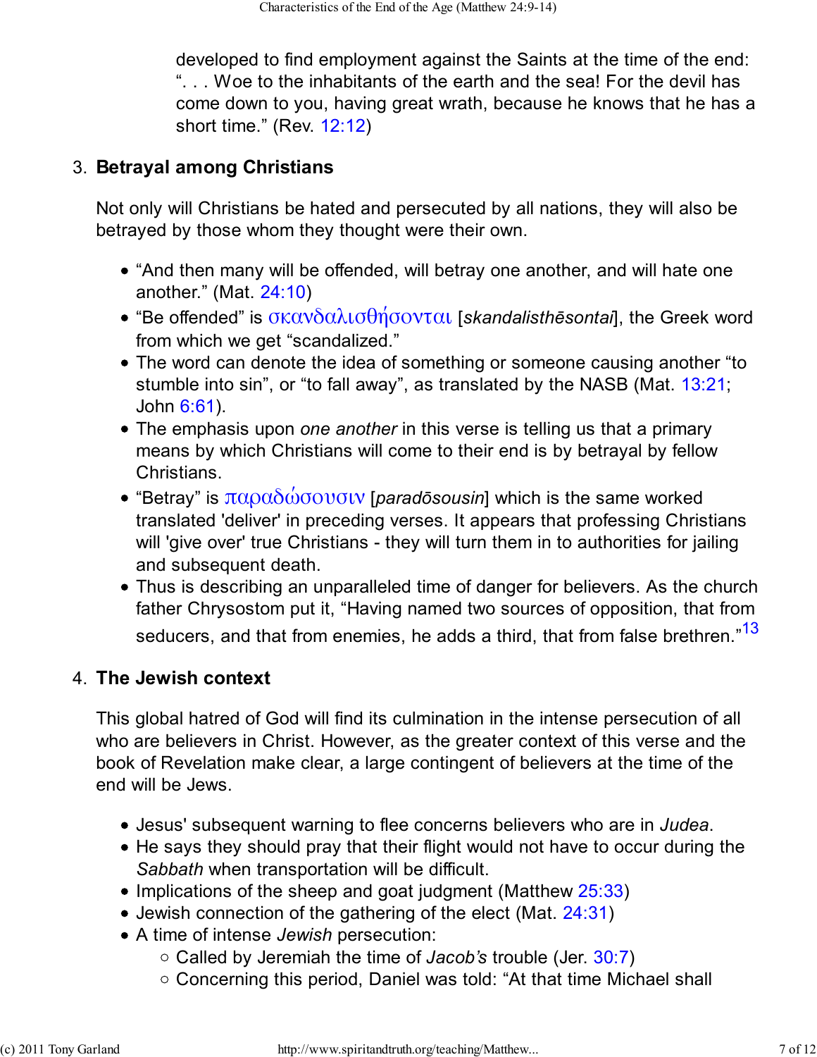developed to find employment against the Saints at the time of the end: ". . . Woe to the inhabitants of the earth and the sea! For the devil has come down to you, having great wrath, because he knows that he has a short time." (Rev. 12:12)

3. **Betrayal among Christians**

   Not only will Christians be hated and persecuted by all nations, they will also be betrayed by those whom they thought were their own.

   - "And then many will be offended, will betray one another, and will hate one another." (Mat. 24:10)
   - "Be offended" is σκανδαλισθήσονται [*skandalisthēsontai*], the Greek word from which we get "scandalized."
   - The word can denote the idea of something or someone causing another "to stumble into sin", or "to fall away", as translated by the NASB (Mat. 13:21; John 6:61).
   - The emphasis upon *one another* in this verse is telling us that a primary means by which Christians will come to their end is by betrayal by fellow Christians.
   - "Betray" is παραδώσουσιν [*paradōsousin*] which is the same worked translated 'deliver' in preceding verses. It appears that professing Christians will 'give over' true Christians - they will turn them in to authorities for jailing and subsequent death.
   - Thus is describing an unparalleled time of danger for believers. As the church father Chrysostom put it, "Having named two sources of opposition, that from seducers, and that from enemies, he adds a third, that from false brethren."[13]

4. **The Jewish context**

   This global hatred of God will find its culmination in the intense persecution of all who are believers in Christ. However, as the greater context of this verse and the book of Revelation make clear, a large contingent of believers at the time of the end will be Jews.

   - Jesus' subsequent warning to flee concerns believers who are in *Judea*.
   - He says they should pray that their flight would not have to occur during the *Sabbath* when transportation will be difficult.
   - Implications of the sheep and goat judgment (Matthew 25:33)
   - Jewish connection of the gathering of the elect (Mat. 24:31)
   - A time of intense *Jewish* persecution:
     - Called by Jeremiah the time of *Jacob's* trouble (Jer. 30:7)
     - Concerning this period, Daniel was told: "At that time Michael shall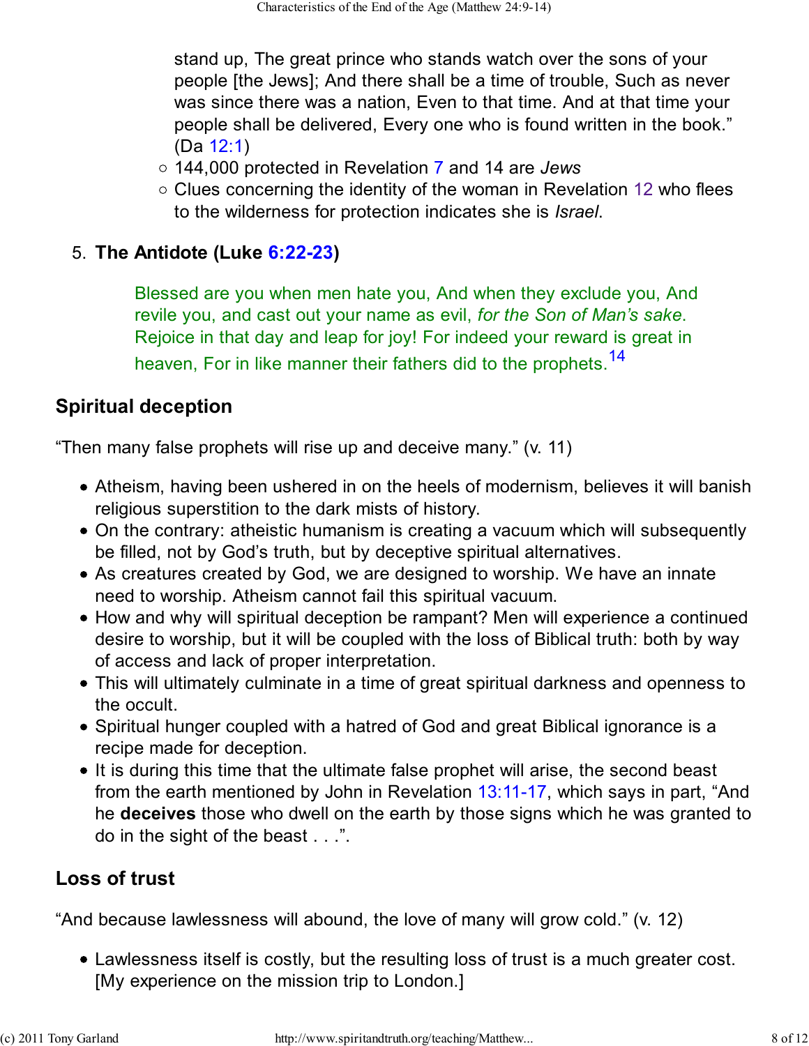stand up, The great prince who stands watch over the sons of your people [the Jews]; And there shall be a time of trouble, Such as never was since there was a nation, Even to that time. And at that time your people shall be delivered, Every one who is found written in the book." (Da 12:1)

- 144,000 protected in Revelation 7 and 14 are *Jews*
- Clues concerning the identity of the woman in Revelation 12 who flees to the wilderness for protection indicates she is *Israel*.

5. **The Antidote (Luke 6:22-23)**

> Blessed are you when men hate you, And when they exclude you, And revile you, and cast out your name as evil, *for the Son of Man's sake*. Rejoice in that day and leap for joy! For indeed your reward is great in heaven, For in like manner their fathers did to the prophets.[14]

## Spiritual deception

"Then many false prophets will rise up and deceive many." (v. 11)

- Atheism, having been ushered in on the heels of modernism, believes it will banish religious superstition to the dark mists of history.
- On the contrary: atheistic humanism is creating a vacuum which will subsequently be filled, not by God's truth, but by deceptive spiritual alternatives.
- As creatures created by God, we are designed to worship. We have an innate need to worship. Atheism cannot fail this spiritual vacuum.
- How and why will spiritual deception be rampant? Men will experience a continued desire to worship, but it will be coupled with the loss of Biblical truth: both by way of access and lack of proper interpretation.
- This will ultimately culminate in a time of great spiritual darkness and openness to the occult.
- Spiritual hunger coupled with a hatred of God and great Biblical ignorance is a recipe made for deception.
- It is during this time that the ultimate false prophet will arise, the second beast from the earth mentioned by John in Revelation 13:11-17, which says in part, "And he **deceives** those who dwell on the earth by those signs which he was granted to do in the sight of the beast . . .".

## Loss of trust

"And because lawlessness will abound, the love of many will grow cold." (v. 12)

- Lawlessness itself is costly, but the resulting loss of trust is a much greater cost. [My experience on the mission trip to London.]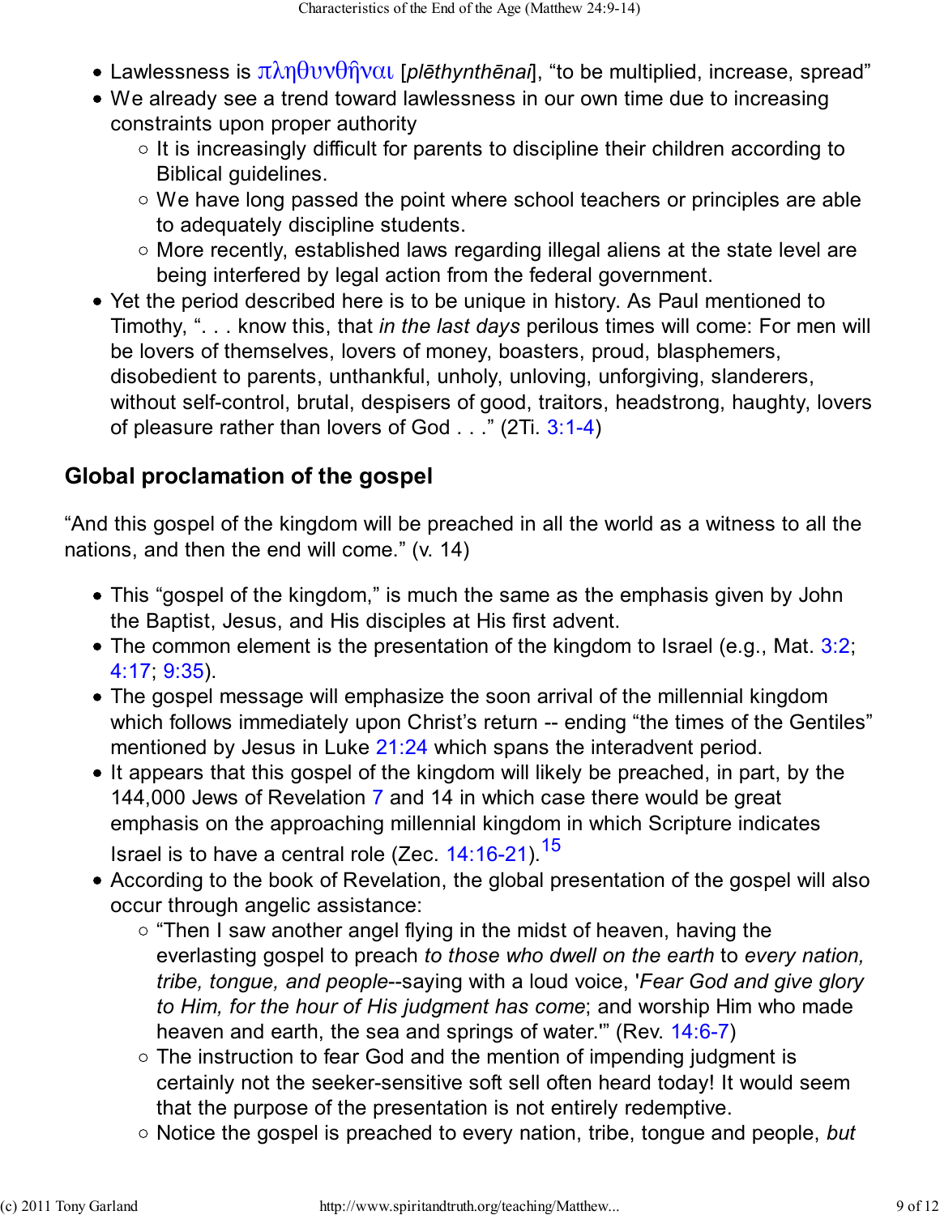- Lawlessness is πληθυνθῆναι [*plēthynthēnai*], "to be multiplied, increase, spread"
- We already see a trend toward lawlessness in our own time due to increasing constraints upon proper authority
  - It is increasingly difficult for parents to discipline their children according to Biblical guidelines.
  - We have long passed the point where school teachers or principles are able to adequately discipline students.
  - More recently, established laws regarding illegal aliens at the state level are being interfered by legal action from the federal government.
- Yet the period described here is to be unique in history. As Paul mentioned to Timothy, ". . . know this, that *in the last days* perilous times will come: For men will be lovers of themselves, lovers of money, boasters, proud, blasphemers, disobedient to parents, unthankful, unholy, unloving, unforgiving, slanderers, without self-control, brutal, despisers of good, traitors, headstrong, haughty, lovers of pleasure rather than lovers of God . . ." (2Ti. 3:1-4)

## Global proclamation of the gospel

"And this gospel of the kingdom will be preached in all the world as a witness to all the nations, and then the end will come." (v. 14)

- This "gospel of the kingdom," is much the same as the emphasis given by John the Baptist, Jesus, and His disciples at His first advent.
- The common element is the presentation of the kingdom to Israel (e.g., Mat. 3:2; 4:17; 9:35).
- The gospel message will emphasize the soon arrival of the millennial kingdom which follows immediately upon Christ's return -- ending "the times of the Gentiles" mentioned by Jesus in Luke 21:24 which spans the interadvent period.
- It appears that this gospel of the kingdom will likely be preached, in part, by the 144,000 Jews of Revelation 7 and 14 in which case there would be great emphasis on the approaching millennial kingdom in which Scripture indicates Israel is to have a central role (Zec. 14:16-21).[15]
- According to the book of Revelation, the global presentation of the gospel will also occur through angelic assistance:
  - "Then I saw another angel flying in the midst of heaven, having the everlasting gospel to preach *to those who dwell on the earth* to *every nation, tribe, tongue, and people*--saying with a loud voice, '*Fear God and give glory to Him, for the hour of His judgment has come*; and worship Him who made heaven and earth, the sea and springs of water.'" (Rev. 14:6-7)
  - The instruction to fear God and the mention of impending judgment is certainly not the seeker-sensitive soft sell often heard today! It would seem that the purpose of the presentation is not entirely redemptive.
  - Notice the gospel is preached to every nation, tribe, tongue and people, *but*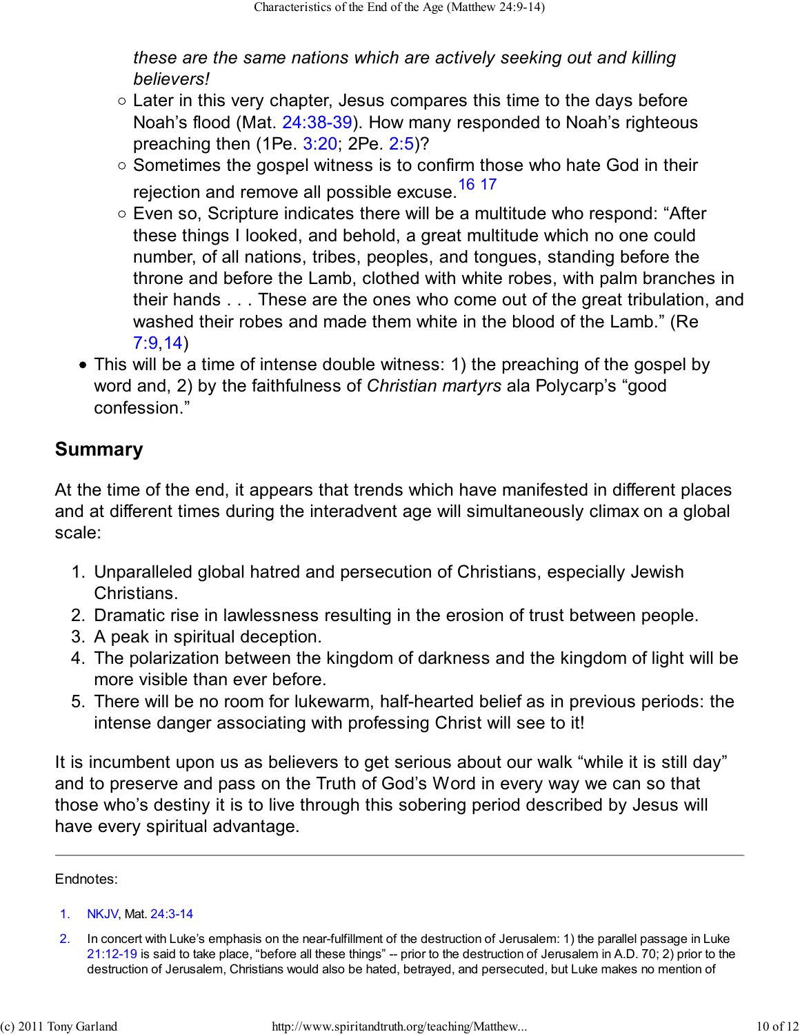*these are the same nations which are actively seeking out and killing believers!*

- Later in this very chapter, Jesus compares this time to the days before Noah's flood (Mat. 24:38-39). How many responded to Noah's righteous preaching then (1Pe. 3:20; 2Pe. 2:5)?
- Sometimes the gospel witness is to confirm those who hate God in their rejection and remove all possible excuse.[16] [17]
- Even so, Scripture indicates there will be a multitude who respond: "After these things I looked, and behold, a great multitude which no one could number, of all nations, tribes, peoples, and tongues, standing before the throne and before the Lamb, clothed with white robes, with palm branches in their hands . . . These are the ones who come out of the great tribulation, and washed their robes and made them white in the blood of the Lamb." (Re 7:9,14)

- This will be a time of intense double witness: 1) the preaching of the gospel by word and, 2) by the faithfulness of *Christian martyrs* ala Polycarp's "good confession."

## Summary

At the time of the end, it appears that trends which have manifested in different places and at different times during the interadvent age will simultaneously climax on a global scale:

1. Unparalleled global hatred and persecution of Christians, especially Jewish Christians.
2. Dramatic rise in lawlessness resulting in the erosion of trust between people.
3. A peak in spiritual deception.
4. The polarization between the kingdom of darkness and the kingdom of light will be more visible than ever before.
5. There will be no room for lukewarm, half-hearted belief as in previous periods: the intense danger associating with professing Christ will see to it!

It is incumbent upon us as believers to get serious about our walk "while it is still day" and to preserve and pass on the Truth of God's Word in every way we can so that those who's destiny it is to live through this sobering period described by Jesus will have every spiritual advantage.

---

Endnotes:

1. NKJV, Mat. 24:3-14
2. In concert with Luke's emphasis on the near-fulfillment of the destruction of Jerusalem: 1) the parallel passage in Luke 21:12-19 is said to take place, "before all these things" -- prior to the destruction of Jerusalem in A.D. 70; 2) prior to the destruction of Jerusalem, Christians would also be hated, betrayed, and persecuted, but Luke makes no mention of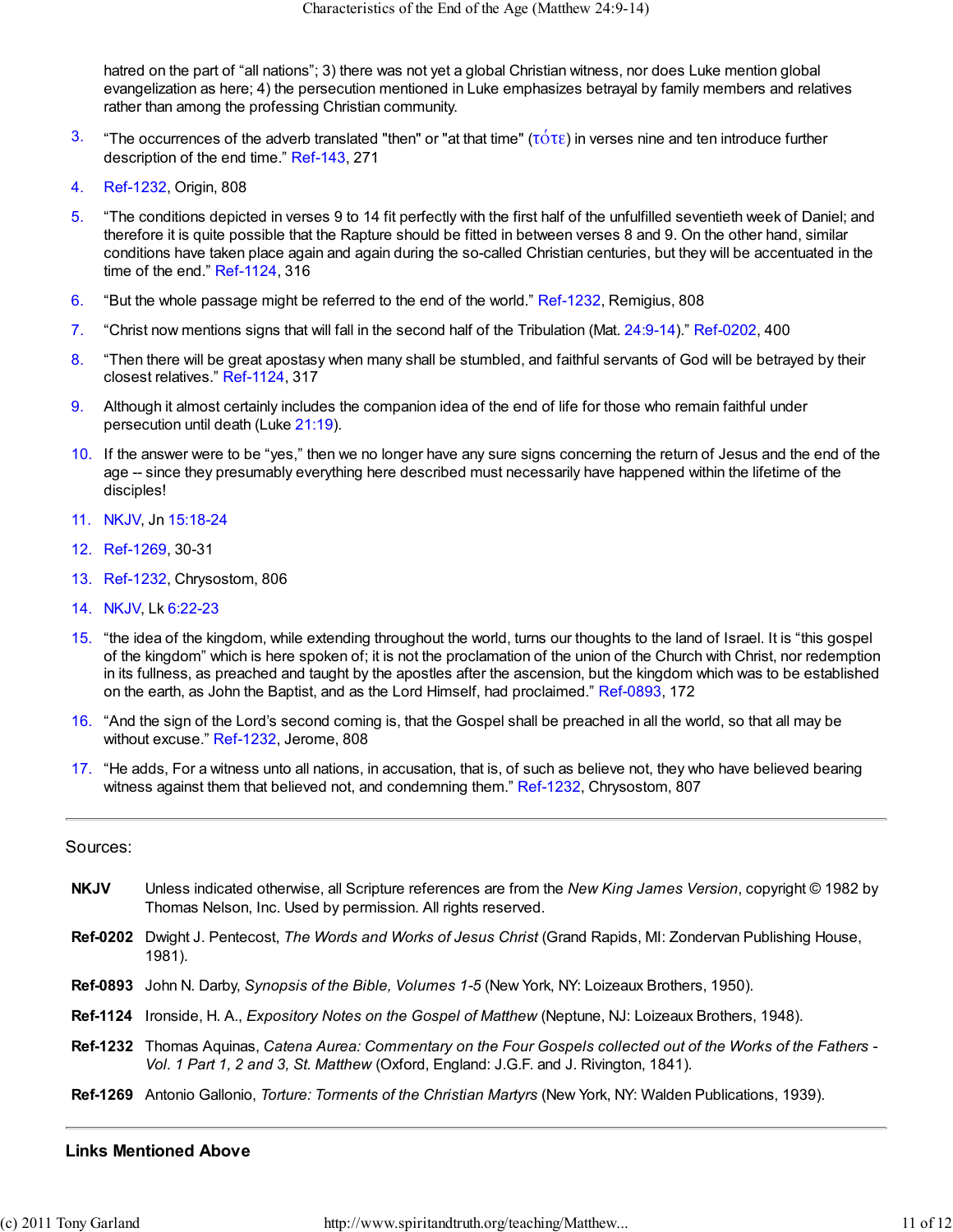hatred on the part of "all nations"; 3) there was not yet a global Christian witness, nor does Luke mention global evangelization as here; 4) the persecution mentioned in Luke emphasizes betrayal by family members and relatives rather than among the professing Christian community.

3. "The occurrences of the adverb translated "then" or "at that time" (τότε) in verses nine and ten introduce further description of the end time." Ref-143, 271
4. Ref-1232, Origin, 808
5. "The conditions depicted in verses 9 to 14 fit perfectly with the first half of the unfulfilled seventieth week of Daniel; and therefore it is quite possible that the Rapture should be fitted in between verses 8 and 9. On the other hand, similar conditions have taken place again and again during the so-called Christian centuries, but they will be accentuated in the time of the end." Ref-1124, 316
6. "But the whole passage might be referred to the end of the world." Ref-1232, Remigius, 808
7. "Christ now mentions signs that will fall in the second half of the Tribulation (Mat. 24:9-14)." Ref-0202, 400
8. "Then there will be great apostasy when many shall be stumbled, and faithful servants of God will be betrayed by their closest relatives." Ref-1124, 317
9. Although it almost certainly includes the companion idea of the end of life for those who remain faithful under persecution until death (Luke 21:19).
10. If the answer were to be "yes," then we no longer have any sure signs concerning the return of Jesus and the end of the age -- since they presumably everything here described must necessarily have happened within the lifetime of the disciples!
11. NKJV, Jn 15:18-24
12. Ref-1269, 30-31
13. Ref-1232, Chrysostom, 806
14. NKJV, Lk 6:22-23
15. "the idea of the kingdom, while extending throughout the world, turns our thoughts to the land of Israel. It is "this gospel of the kingdom" which is here spoken of; it is not the proclamation of the union of the Church with Christ, nor redemption in its fullness, as preached and taught by the apostles after the ascension, but the kingdom which was to be established on the earth, as John the Baptist, and as the Lord Himself, had proclaimed." Ref-0893, 172
16. "And the sign of the Lord's second coming is, that the Gospel shall be preached in all the world, so that all may be without excuse." Ref-1232, Jerome, 808
17. "He adds, For a witness unto all nations, in accusation, that is, of such as believe not, they who have believed bearing witness against them that believed not, and condemning them." Ref-1232, Chrysostom, 807

---

Sources:

**NKJV** Unless indicated otherwise, all Scripture references are from the *New King James Version*, copyright © 1982 by Thomas Nelson, Inc. Used by permission. All rights reserved.

**Ref-0202** Dwight J. Pentecost, *The Words and Works of Jesus Christ* (Grand Rapids, MI: Zondervan Publishing House, 1981).

**Ref-0893** John N. Darby, *Synopsis of the Bible, Volumes 1-5* (New York, NY: Loizeaux Brothers, 1950).

**Ref-1124** Ironside, H. A., *Expository Notes on the Gospel of Matthew* (Neptune, NJ: Loizeaux Brothers, 1948).

**Ref-1232** Thomas Aquinas, *Catena Aurea: Commentary on the Four Gospels collected out of the Works of the Fathers - Vol. 1 Part 1, 2 and 3, St. Matthew* (Oxford, England: J.G.F. and J. Rivington, 1841).

**Ref-1269** Antonio Gallonio, *Torture: Torments of the Christian Martyrs* (New York, NY: Walden Publications, 1939).

---

**Links Mentioned Above**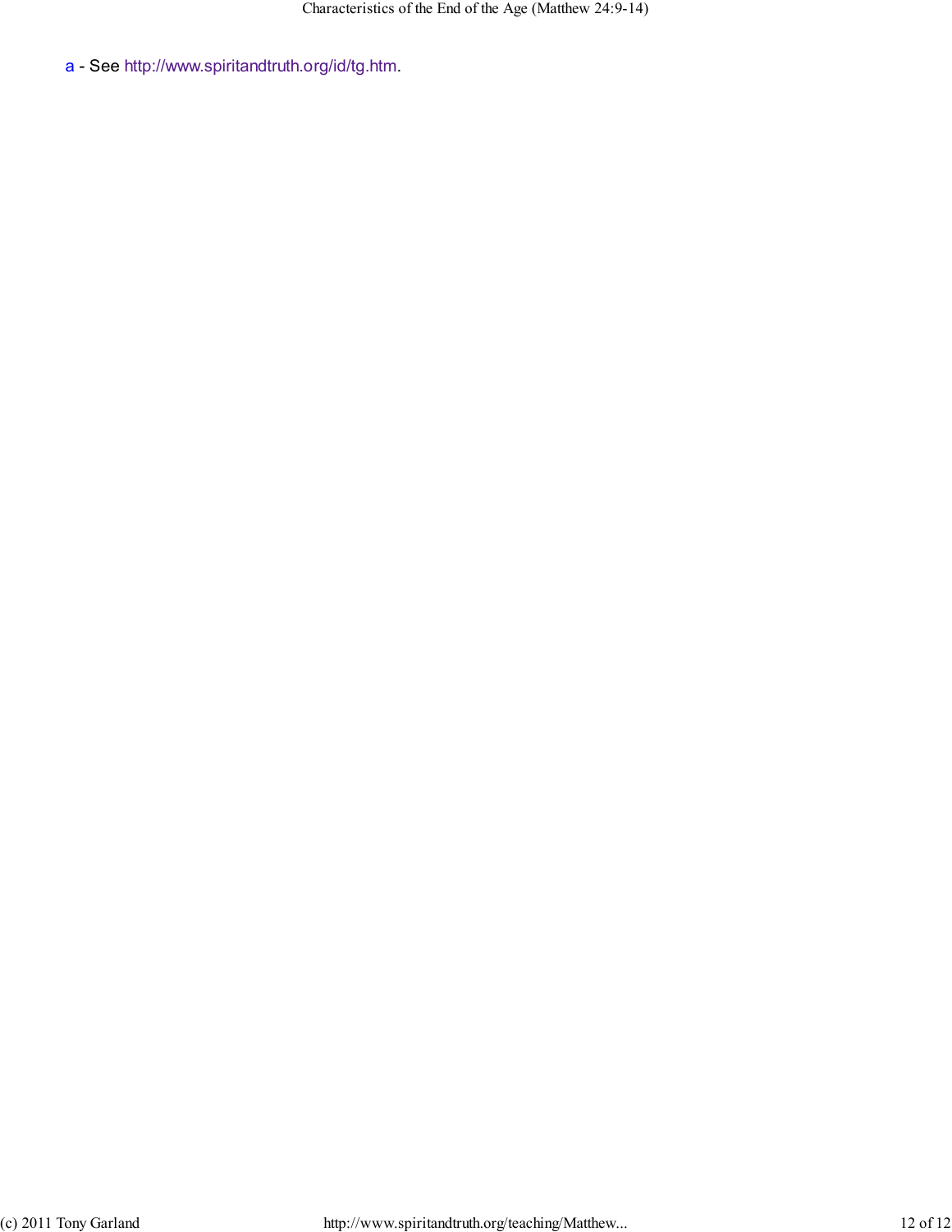a - See http://www.spiritandtruth.org/id/tg.htm.